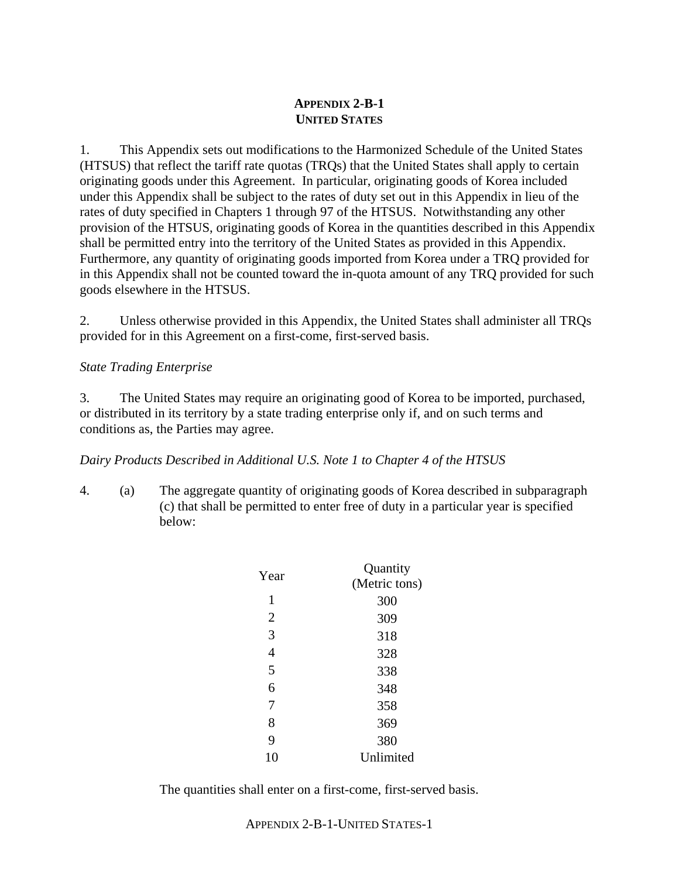# APPENDIX 2-B-1
## UNITED STATES

1. This Appendix sets out modifications to the Harmonized Schedule of the United States (HTSUS) that reflect the tariff rate quotas (TRQs) that the United States shall apply to certain originating goods under this Agreement. In particular, originating goods of Korea included under this Appendix shall be subject to the rates of duty set out in this Appendix in lieu of the rates of duty specified in Chapters 1 through 97 of the HTSUS. Notwithstanding any other provision of the HTSUS, originating goods of Korea in the quantities described in this Appendix shall be permitted entry into the territory of the United States as provided in this Appendix. Furthermore, any quantity of originating goods imported from Korea under a TRQ provided for in this Appendix shall not be counted toward the in-quota amount of any TRQ provided for such goods elsewhere in the HTSUS.

2. Unless otherwise provided in this Appendix, the United States shall administer all TRQs provided for in this Agreement on a first-come, first-served basis.

*State Trading Enterprise*

3. The United States may require an originating good of Korea to be imported, purchased, or distributed in its territory by a state trading enterprise only if, and on such terms and conditions as, the Parties may agree.

*Dairy Products Described in Additional U.S. Note 1 to Chapter 4 of the HTSUS*

4. (a) The aggregate quantity of originating goods of Korea described in subparagraph (c) that shall be permitted to enter free of duty in a particular year is specified below:

| Year | Quantity (Metric tons) |
|---|---|
| 1 | 300 |
| 2 | 309 |
| 3 | 318 |
| 4 | 328 |
| 5 | 338 |
| 6 | 348 |
| 7 | 358 |
| 8 | 369 |
| 9 | 380 |
| 10 | Unlimited |

The quantities shall enter on a first-come, first-served basis.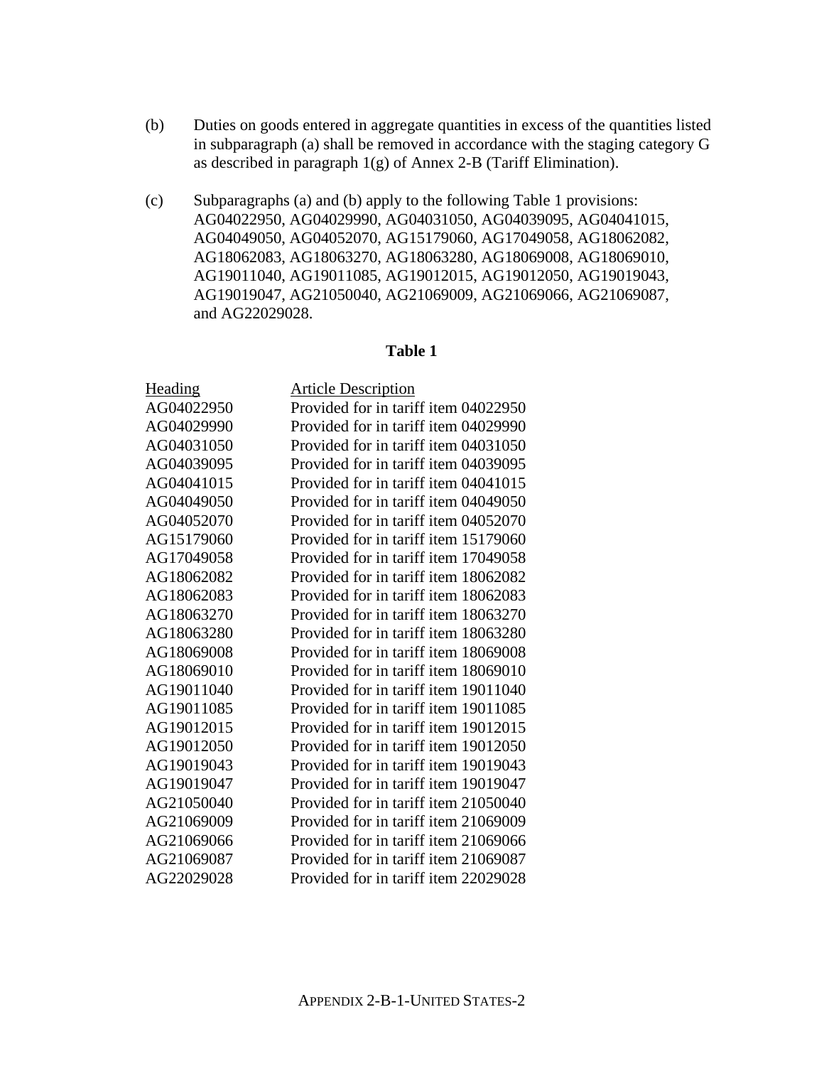(b) Duties on goods entered in aggregate quantities in excess of the quantities listed in subparagraph (a) shall be removed in accordance with the staging category G as described in paragraph 1(g) of Annex 2-B (Tariff Elimination).

(c) Subparagraphs (a) and (b) apply to the following Table 1 provisions: AG04022950, AG04029990, AG04031050, AG04039095, AG04041015, AG04049050, AG04052070, AG15179060, AG17049058, AG18062082, AG18062083, AG18063270, AG18063280, AG18069008, AG18069010, AG19011040, AG19011085, AG19012015, AG19012050, AG19019043, AG19019047, AG21050040, AG21069009, AG21069066, AG21069087, and AG22029028.

**Table 1**

| Heading | Article Description |
| --- | --- |
| AG04022950 | Provided for in tariff item 04022950 |
| AG04029990 | Provided for in tariff item 04029990 |
| AG04031050 | Provided for in tariff item 04031050 |
| AG04039095 | Provided for in tariff item 04039095 |
| AG04041015 | Provided for in tariff item 04041015 |
| AG04049050 | Provided for in tariff item 04049050 |
| AG04052070 | Provided for in tariff item 04052070 |
| AG15179060 | Provided for in tariff item 15179060 |
| AG17049058 | Provided for in tariff item 17049058 |
| AG18062082 | Provided for in tariff item 18062082 |
| AG18062083 | Provided for in tariff item 18062083 |
| AG18063270 | Provided for in tariff item 18063270 |
| AG18063280 | Provided for in tariff item 18063280 |
| AG18069008 | Provided for in tariff item 18069008 |
| AG18069010 | Provided for in tariff item 18069010 |
| AG19011040 | Provided for in tariff item 19011040 |
| AG19011085 | Provided for in tariff item 19011085 |
| AG19012015 | Provided for in tariff item 19012015 |
| AG19012050 | Provided for in tariff item 19012050 |
| AG19019043 | Provided for in tariff item 19019043 |
| AG19019047 | Provided for in tariff item 19019047 |
| AG21050040 | Provided for in tariff item 21050040 |
| AG21069009 | Provided for in tariff item 21069009 |
| AG21069066 | Provided for in tariff item 21069066 |
| AG21069087 | Provided for in tariff item 21069087 |
| AG22029028 | Provided for in tariff item 22029028 |